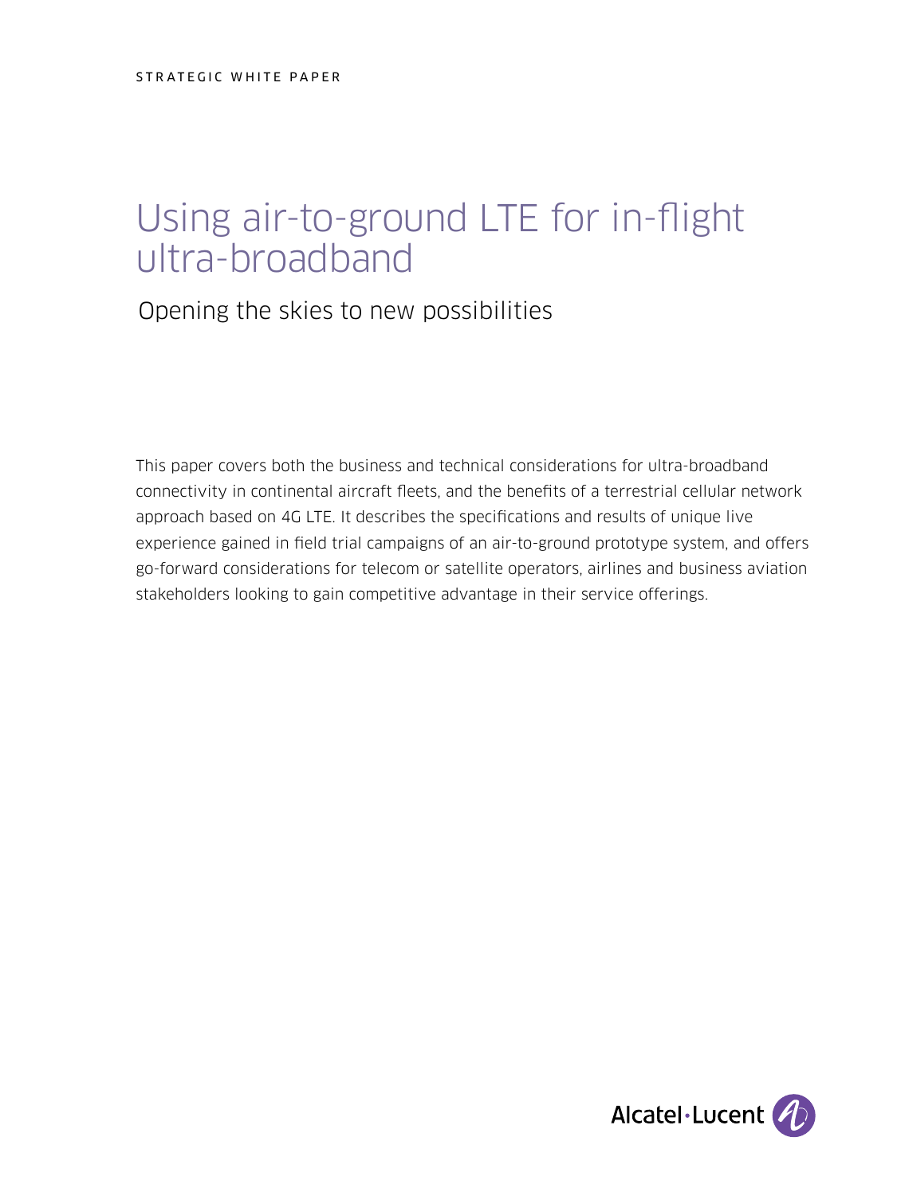STRATEGIC WHITE PAPER

# Using air-to-ground LTE for in-flight ultra-broadband

## Opening the skies to new possibilities

This paper covers both the business and technical considerations for ultra-broadband connectivity in continental aircraft fleets, and the benefits of a terrestrial cellular network approach based on 4G LTE. It describes the specifications and results of unique live experience gained in field trial campaigns of an air-to-ground prototype system, and offers go-forward considerations for telecom or satellite operators, airlines and business aviation stakeholders looking to gain competitive advantage in their service offerings.

Alcatel·Lucent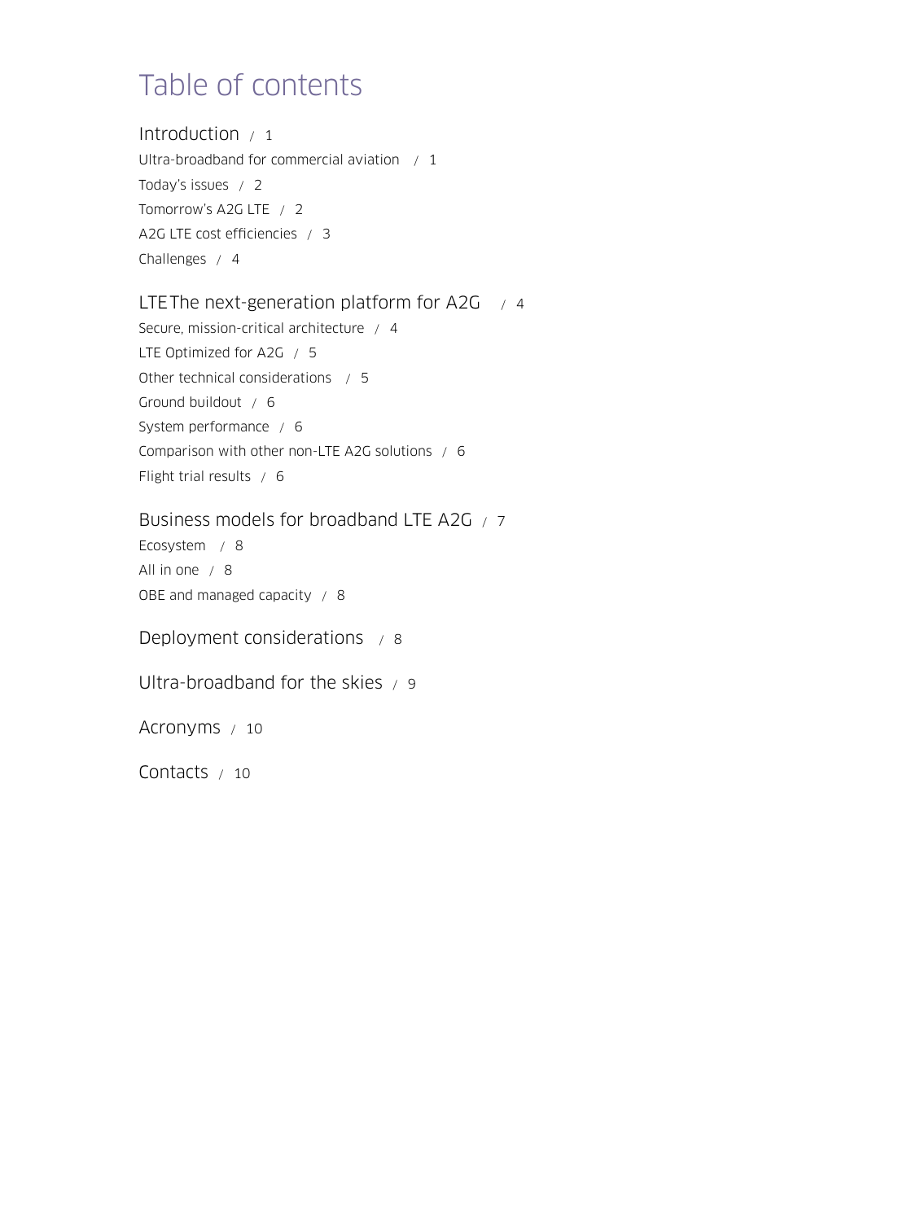# Table of contents

## Introduction / 1

Ultra-broadband for commercial aviation / 1

Today's issues / 2

Tomorrow's A2G LTE / 2

A2G LTE cost efficiencies / 3

Challenges / 4

## LTE The next-generation platform for A2G / 4

Secure, mission-critical architecture / 4

LTE Optimized for A2G / 5

Other technical considerations / 5

Ground buildout / 6

System performance / 6

Comparison with other non-LTE A2G solutions / 6

Flight trial results / 6

## Business models for broadband LTE A2G / 7

Ecosystem / 8

All in one / 8

OBE and managed capacity / 8

## Deployment considerations / 8

## Ultra-broadband for the skies / 9

## Acronyms / 10

## Contacts / 10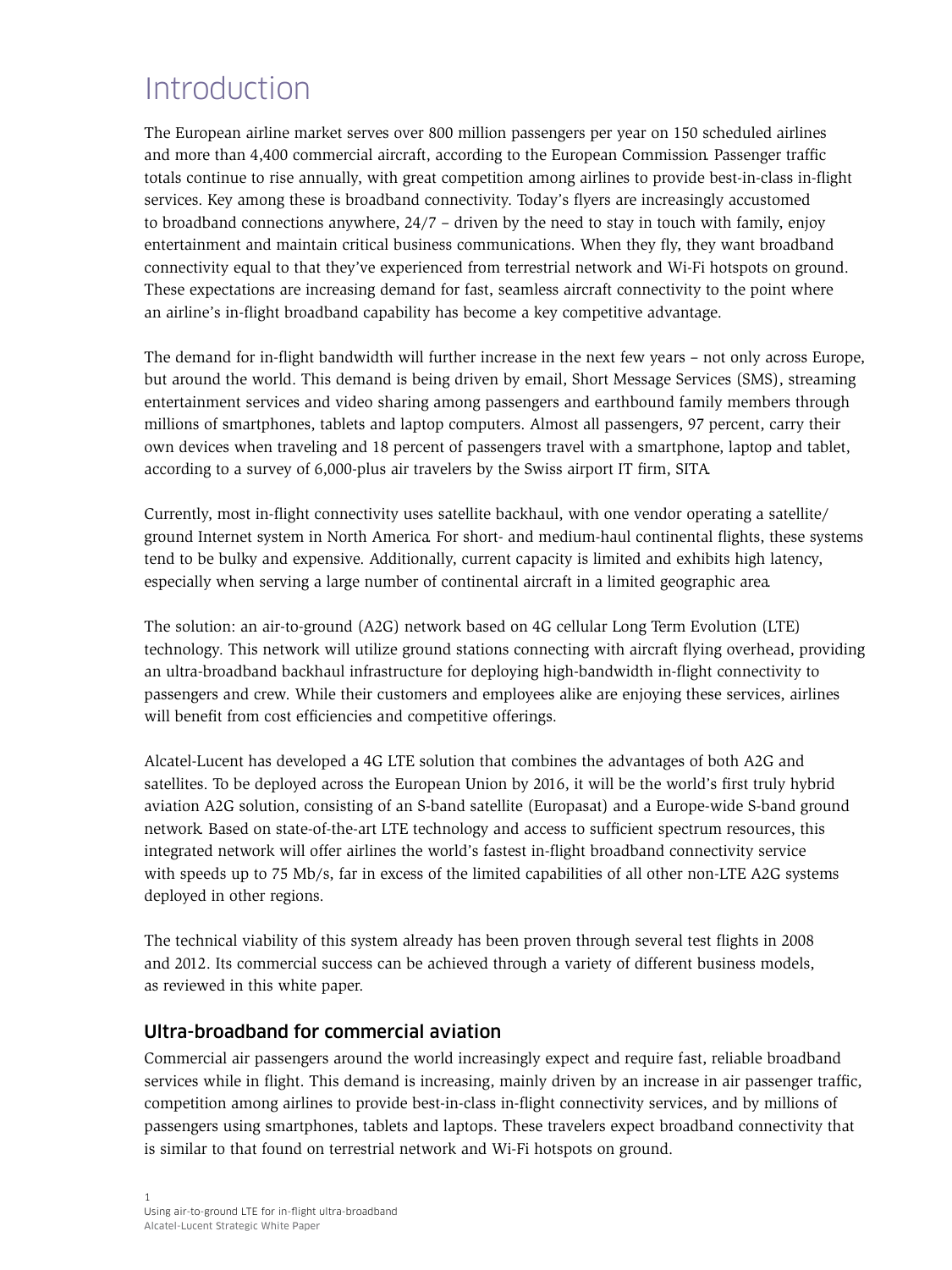# Introduction

The European airline market serves over 800 million passengers per year on 150 scheduled airlines and more than 4,400 commercial aircraft, according to the European Commission. Passenger traffic totals continue to rise annually, with great competition among airlines to provide best-in-class in-flight services. Key among these is broadband connectivity. Today's flyers are increasingly accustomed to broadband connections anywhere, 24/7 – driven by the need to stay in touch with family, enjoy entertainment and maintain critical business communications. When they fly, they want broadband connectivity equal to that they've experienced from terrestrial network and Wi-Fi hotspots on ground. These expectations are increasing demand for fast, seamless aircraft connectivity to the point where an airline's in-flight broadband capability has become a key competitive advantage.

The demand for in-flight bandwidth will further increase in the next few years – not only across Europe, but around the world. This demand is being driven by email, Short Message Services (SMS), streaming entertainment services and video sharing among passengers and earthbound family members through millions of smartphones, tablets and laptop computers. Almost all passengers, 97 percent, carry their own devices when traveling and 18 percent of passengers travel with a smartphone, laptop and tablet, according to a survey of 6,000-plus air travelers by the Swiss airport IT firm, SITA.

Currently, most in-flight connectivity uses satellite backhaul, with one vendor operating a satellite/ground Internet system in North America. For short- and medium-haul continental flights, these systems tend to be bulky and expensive. Additionally, current capacity is limited and exhibits high latency, especially when serving a large number of continental aircraft in a limited geographic area.

The solution: an air-to-ground (A2G) network based on 4G cellular Long Term Evolution (LTE) technology. This network will utilize ground stations connecting with aircraft flying overhead, providing an ultra-broadband backhaul infrastructure for deploying high-bandwidth in-flight connectivity to passengers and crew. While their customers and employees alike are enjoying these services, airlines will benefit from cost efficiencies and competitive offerings.

Alcatel-Lucent has developed a 4G LTE solution that combines the advantages of both A2G and satellites. To be deployed across the European Union by 2016, it will be the world's first truly hybrid aviation A2G solution, consisting of an S-band satellite (Europasat) and a Europe-wide S-band ground network. Based on state-of-the-art LTE technology and access to sufficient spectrum resources, this integrated network will offer airlines the world's fastest in-flight broadband connectivity service with speeds up to 75 Mb/s, far in excess of the limited capabilities of all other non-LTE A2G systems deployed in other regions.

The technical viability of this system already has been proven through several test flights in 2008 and 2012. Its commercial success can be achieved through a variety of different business models, as reviewed in this white paper.

## Ultra-broadband for commercial aviation

Commercial air passengers around the world increasingly expect and require fast, reliable broadband services while in flight. This demand is increasing, mainly driven by an increase in air passenger traffic, competition among airlines to provide best-in-class in-flight connectivity services, and by millions of passengers using smartphones, tablets and laptops. These travelers expect broadband connectivity that is similar to that found on terrestrial network and Wi-Fi hotspots on ground.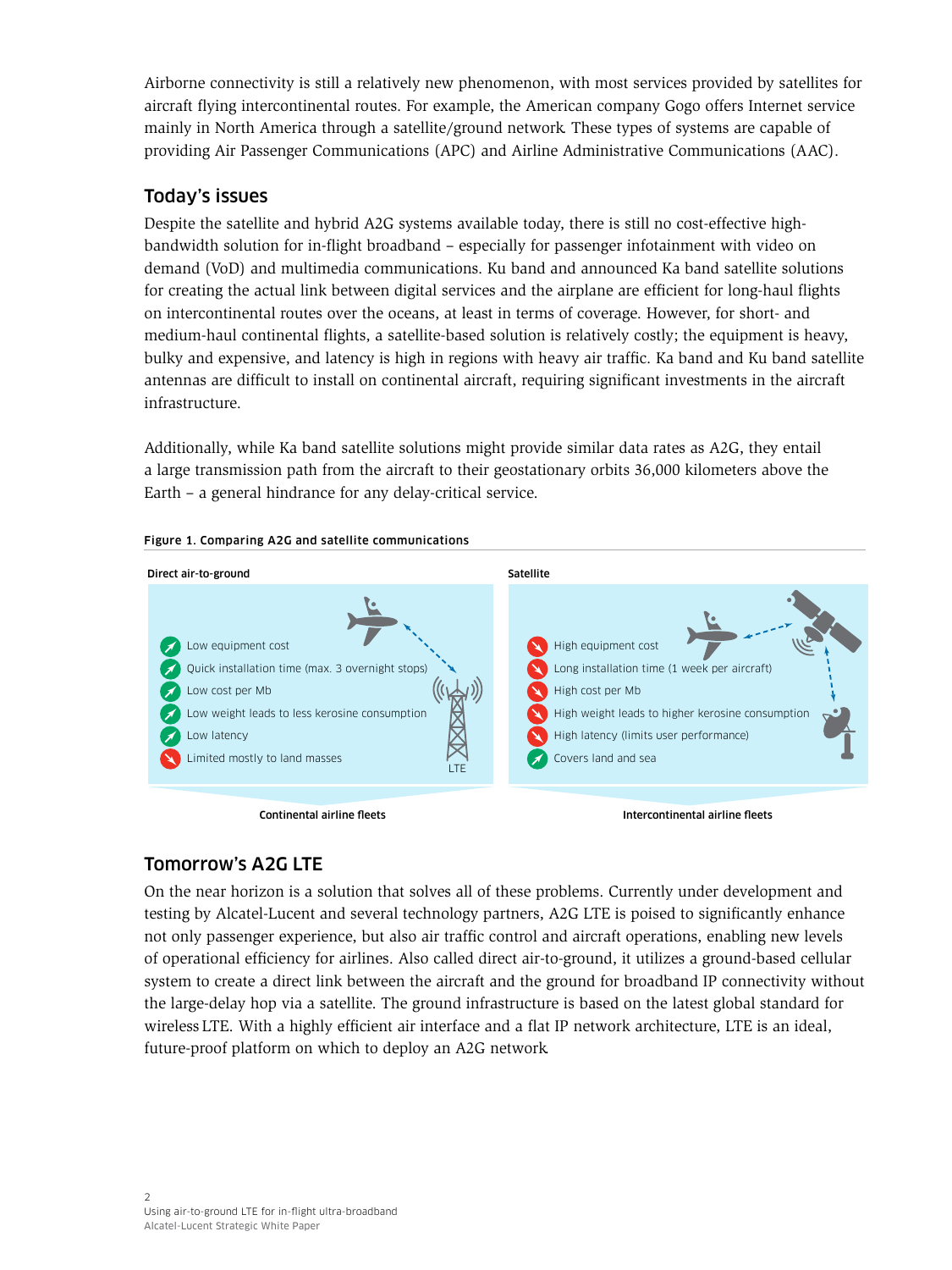Airborne connectivity is still a relatively new phenomenon, with most services provided by satellites for aircraft flying intercontinental routes. For example, the American company Gogo offers Internet service mainly in North America through a satellite/ground network. These types of systems are capable of providing Air Passenger Communications (APC) and Airline Administrative Communications (AAC).

## Today's issues

Despite the satellite and hybrid A2G systems available today, there is still no cost-effective high-bandwidth solution for in-flight broadband – especially for passenger infotainment with video on demand (VoD) and multimedia communications. Ku band and announced Ka band satellite solutions for creating the actual link between digital services and the airplane are efficient for long-haul flights on intercontinental routes over the oceans, at least in terms of coverage. However, for short- and medium-haul continental flights, a satellite-based solution is relatively costly; the equipment is heavy, bulky and expensive, and latency is high in regions with heavy air traffic. Ka band and Ku band satellite antennas are difficult to install on continental aircraft, requiring significant investments in the aircraft infrastructure.

Additionally, while Ka band satellite solutions might provide similar data rates as A2G, they entail a large transmission path from the aircraft to their geostationary orbits 36,000 kilometers above the Earth – a general hindrance for any delay-critical service.

**Figure 1. Comparing A2G and satellite communications**

**Direct air-to-ground**

- Low equipment cost
- Quick installation time (max. 3 overnight stops)
- Low cost per Mb
- Low weight leads to less kerosine consumption
- Low latency
- Limited mostly to land masses

LTE

**Continental airline fleets**

**Satellite**

- High equipment cost
- Long installation time (1 week per aircraft)
- High cost per Mb
- High weight leads to higher kerosine consumption
- High latency (limits user performance)
- Covers land and sea

**Intercontinental airline fleets**

## Tomorrow's A2G LTE

On the near horizon is a solution that solves all of these problems. Currently under development and testing by Alcatel-Lucent and several technology partners, A2G LTE is poised to significantly enhance not only passenger experience, but also air traffic control and aircraft operations, enabling new levels of operational efficiency for airlines. Also called direct air-to-ground, it utilizes a ground-based cellular system to create a direct link between the aircraft and the ground for broadband IP connectivity without the large-delay hop via a satellite. The ground infrastructure is based on the latest global standard for wireless LTE. With a highly efficient air interface and a flat IP network architecture, LTE is an ideal, future-proof platform on which to deploy an A2G network.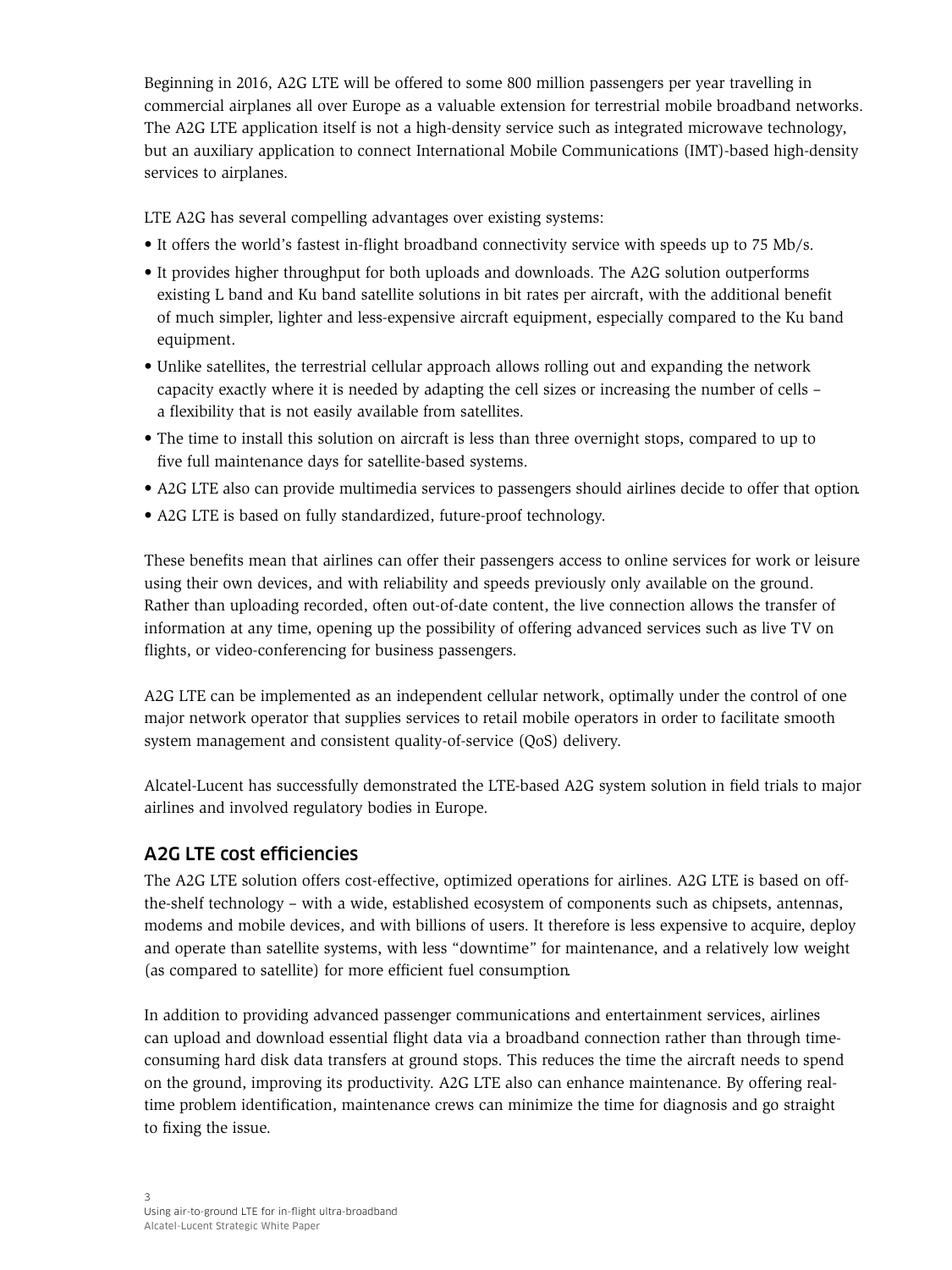Beginning in 2016, A2G LTE will be offered to some 800 million passengers per year travelling in commercial airplanes all over Europe as a valuable extension for terrestrial mobile broadband networks. The A2G LTE application itself is not a high-density service such as integrated microwave technology, but an auxiliary application to connect International Mobile Communications (IMT)-based high-density services to airplanes.

LTE A2G has several compelling advantages over existing systems:

- It offers the world's fastest in-flight broadband connectivity service with speeds up to 75 Mb/s.
- It provides higher throughput for both uploads and downloads. The A2G solution outperforms existing L band and Ku band satellite solutions in bit rates per aircraft, with the additional benefit of much simpler, lighter and less-expensive aircraft equipment, especially compared to the Ku band equipment.
- Unlike satellites, the terrestrial cellular approach allows rolling out and expanding the network capacity exactly where it is needed by adapting the cell sizes or increasing the number of cells – a flexibility that is not easily available from satellites.
- The time to install this solution on aircraft is less than three overnight stops, compared to up to five full maintenance days for satellite-based systems.
- A2G LTE also can provide multimedia services to passengers should airlines decide to offer that option.
- A2G LTE is based on fully standardized, future-proof technology.

These benefits mean that airlines can offer their passengers access to online services for work or leisure using their own devices, and with reliability and speeds previously only available on the ground. Rather than uploading recorded, often out-of-date content, the live connection allows the transfer of information at any time, opening up the possibility of offering advanced services such as live TV on flights, or video-conferencing for business passengers.

A2G LTE can be implemented as an independent cellular network, optimally under the control of one major network operator that supplies services to retail mobile operators in order to facilitate smooth system management and consistent quality-of-service (QoS) delivery.

Alcatel-Lucent has successfully demonstrated the LTE-based A2G system solution in field trials to major airlines and involved regulatory bodies in Europe.

## A2G LTE cost efficiencies

The A2G LTE solution offers cost-effective, optimized operations for airlines. A2G LTE is based on off-the-shelf technology – with a wide, established ecosystem of components such as chipsets, antennas, modems and mobile devices, and with billions of users. It therefore is less expensive to acquire, deploy and operate than satellite systems, with less "downtime" for maintenance, and a relatively low weight (as compared to satellite) for more efficient fuel consumption.

In addition to providing advanced passenger communications and entertainment services, airlines can upload and download essential flight data via a broadband connection rather than through time-consuming hard disk data transfers at ground stops. This reduces the time the aircraft needs to spend on the ground, improving its productivity. A2G LTE also can enhance maintenance. By offering real-time problem identification, maintenance crews can minimize the time for diagnosis and go straight to fixing the issue.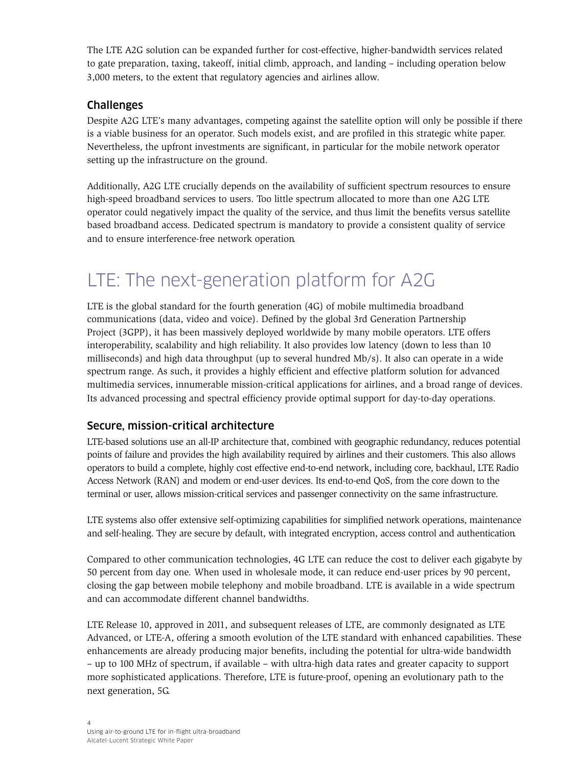The LTE A2G solution can be expanded further for cost-effective, higher-bandwidth services related to gate preparation, taxing, takeoff, initial climb, approach, and landing – including operation below 3,000 meters, to the extent that regulatory agencies and airlines allow.

### Challenges

Despite A2G LTE's many advantages, competing against the satellite option will only be possible if there is a viable business for an operator. Such models exist, and are profiled in this strategic white paper. Nevertheless, the upfront investments are significant, in particular for the mobile network operator setting up the infrastructure on the ground.

Additionally, A2G LTE crucially depends on the availability of sufficient spectrum resources to ensure high-speed broadband services to users. Too little spectrum allocated to more than one A2G LTE operator could negatively impact the quality of the service, and thus limit the benefits versus satellite based broadband access. Dedicated spectrum is mandatory to provide a consistent quality of service and to ensure interference-free network operation.

## LTE: The next-generation platform for A2G

LTE is the global standard for the fourth generation (4G) of mobile multimedia broadband communications (data, video and voice). Defined by the global 3rd Generation Partnership Project (3GPP), it has been massively deployed worldwide by many mobile operators. LTE offers interoperability, scalability and high reliability. It also provides low latency (down to less than 10 milliseconds) and high data throughput (up to several hundred Mb/s). It also can operate in a wide spectrum range. As such, it provides a highly efficient and effective platform solution for advanced multimedia services, innumerable mission-critical applications for airlines, and a broad range of devices. Its advanced processing and spectral efficiency provide optimal support for day-to-day operations.

### Secure, mission-critical architecture

LTE-based solutions use an all-IP architecture that, combined with geographic redundancy, reduces potential points of failure and provides the high availability required by airlines and their customers. This also allows operators to build a complete, highly cost effective end-to-end network, including core, backhaul, LTE Radio Access Network (RAN) and modem or end-user devices. Its end-to-end QoS, from the core down to the terminal or user, allows mission-critical services and passenger connectivity on the same infrastructure.

LTE systems also offer extensive self-optimizing capabilities for simplified network operations, maintenance and self-healing. They are secure by default, with integrated encryption, access control and authentication.

Compared to other communication technologies, 4G LTE can reduce the cost to deliver each gigabyte by 50 percent from day one. When used in wholesale mode, it can reduce end-user prices by 90 percent, closing the gap between mobile telephony and mobile broadband. LTE is available in a wide spectrum and can accommodate different channel bandwidths.

LTE Release 10, approved in 2011, and subsequent releases of LTE, are commonly designated as LTE Advanced, or LTE-A, offering a smooth evolution of the LTE standard with enhanced capabilities. These enhancements are already producing major benefits, including the potential for ultra-wide bandwidth – up to 100 MHz of spectrum, if available – with ultra-high data rates and greater capacity to support more sophisticated applications. Therefore, LTE is future-proof, opening an evolutionary path to the next generation, 5G.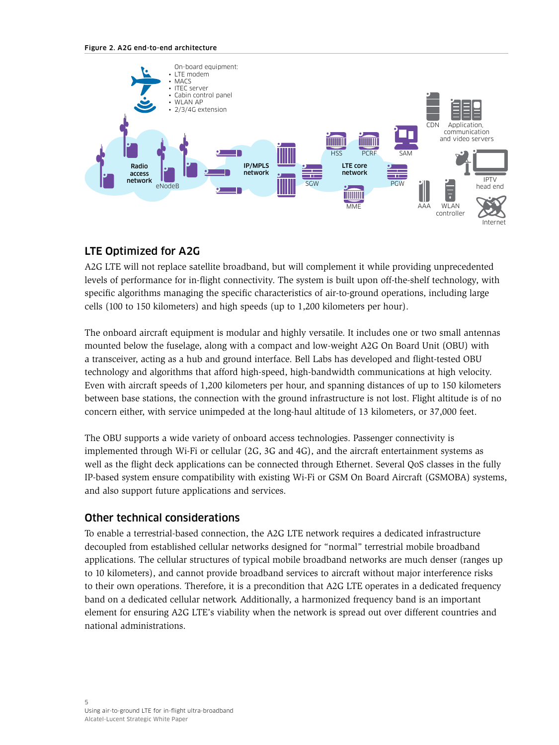Figure 2. A2G end-to-end architecture

## LTE Optimized for A2G

A2G LTE will not replace satellite broadband, but will complement it while providing unprecedented levels of performance for in-flight connectivity. The system is built upon off-the-shelf technology, with specific algorithms managing the specific characteristics of air-to-ground operations, including large cells (100 to 150 kilometers) and high speeds (up to 1,200 kilometers per hour).

The onboard aircraft equipment is modular and highly versatile. It includes one or two small antennas mounted below the fuselage, along with a compact and low-weight A2G On Board Unit (OBU) with a transceiver, acting as a hub and ground interface. Bell Labs has developed and flight-tested OBU technology and algorithms that afford high-speed, high-bandwidth communications at high velocity. Even with aircraft speeds of 1,200 kilometers per hour, and spanning distances of up to 150 kilometers between base stations, the connection with the ground infrastructure is not lost. Flight altitude is of no concern either, with service unimpeded at the long-haul altitude of 13 kilometers, or 37,000 feet.

The OBU supports a wide variety of onboard access technologies. Passenger connectivity is implemented through Wi-Fi or cellular (2G, 3G and 4G), and the aircraft entertainment systems as well as the flight deck applications can be connected through Ethernet. Several QoS classes in the fully IP-based system ensure compatibility with existing Wi-Fi or GSM On Board Aircraft (GSMOBA) systems, and also support future applications and services.

## Other technical considerations

To enable a terrestrial-based connection, the A2G LTE network requires a dedicated infrastructure decoupled from established cellular networks designed for "normal" terrestrial mobile broadband applications. The cellular structures of typical mobile broadband networks are much denser (ranges up to 10 kilometers), and cannot provide broadband services to aircraft without major interference risks to their own operations. Therefore, it is a precondition that A2G LTE operates in a dedicated frequency band on a dedicated cellular network. Additionally, a harmonized frequency band is an important element for ensuring A2G LTE's viability when the network is spread out over different countries and national administrations.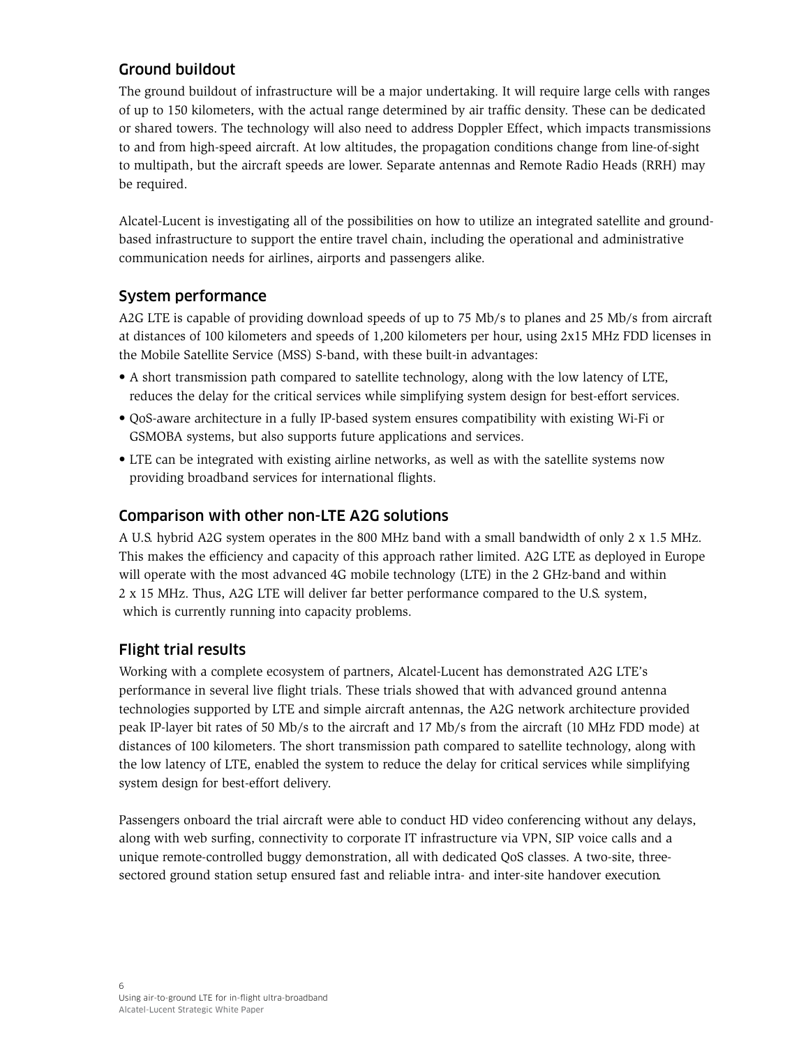## Ground buildout

The ground buildout of infrastructure will be a major undertaking. It will require large cells with ranges of up to 150 kilometers, with the actual range determined by air traffic density. These can be dedicated or shared towers. The technology will also need to address Doppler Effect, which impacts transmissions to and from high-speed aircraft. At low altitudes, the propagation conditions change from line-of-sight to multipath, but the aircraft speeds are lower. Separate antennas and Remote Radio Heads (RRH) may be required.

Alcatel-Lucent is investigating all of the possibilities on how to utilize an integrated satellite and ground-based infrastructure to support the entire travel chain, including the operational and administrative communication needs for airlines, airports and passengers alike.

## System performance

A2G LTE is capable of providing download speeds of up to 75 Mb/s to planes and 25 Mb/s from aircraft at distances of 100 kilometers and speeds of 1,200 kilometers per hour, using 2x15 MHz FDD licenses in the Mobile Satellite Service (MSS) S-band, with these built-in advantages:

- A short transmission path compared to satellite technology, along with the low latency of LTE, reduces the delay for the critical services while simplifying system design for best-effort services.
- QoS-aware architecture in a fully IP-based system ensures compatibility with existing Wi-Fi or GSMOBA systems, but also supports future applications and services.
- LTE can be integrated with existing airline networks, as well as with the satellite systems now providing broadband services for international flights.

## Comparison with other non-LTE A2G solutions

A U.S. hybrid A2G system operates in the 800 MHz band with a small bandwidth of only 2 x 1.5 MHz. This makes the efficiency and capacity of this approach rather limited. A2G LTE as deployed in Europe will operate with the most advanced 4G mobile technology (LTE) in the 2 GHz-band and within 2 x 15 MHz. Thus, A2G LTE will deliver far better performance compared to the U.S. system, which is currently running into capacity problems.

## Flight trial results

Working with a complete ecosystem of partners, Alcatel-Lucent has demonstrated A2G LTE's performance in several live flight trials. These trials showed that with advanced ground antenna technologies supported by LTE and simple aircraft antennas, the A2G network architecture provided peak IP-layer bit rates of 50 Mb/s to the aircraft and 17 Mb/s from the aircraft (10 MHz FDD mode) at distances of 100 kilometers. The short transmission path compared to satellite technology, along with the low latency of LTE, enabled the system to reduce the delay for critical services while simplifying system design for best-effort delivery.

Passengers onboard the trial aircraft were able to conduct HD video conferencing without any delays, along with web surfing, connectivity to corporate IT infrastructure via VPN, SIP voice calls and a unique remote-controlled buggy demonstration, all with dedicated QoS classes. A two-site, three-sectored ground station setup ensured fast and reliable intra- and inter-site handover execution.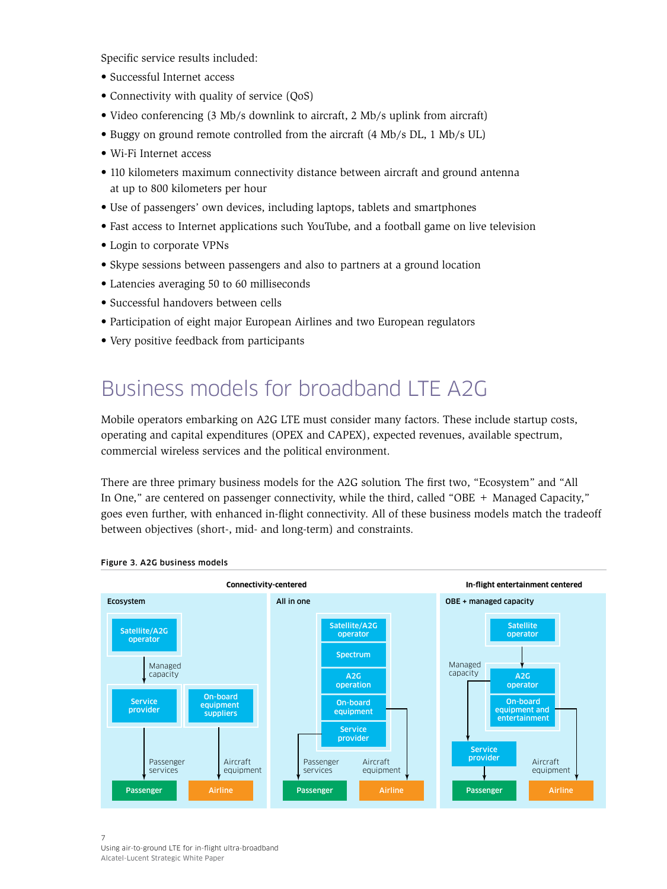Specific service results included:

- Successful Internet access
- Connectivity with quality of service (QoS)
- Video conferencing (3 Mb/s downlink to aircraft, 2 Mb/s uplink from aircraft)
- Buggy on ground remote controlled from the aircraft (4 Mb/s DL, 1 Mb/s UL)
- Wi-Fi Internet access
- 110 kilometers maximum connectivity distance between aircraft and ground antenna at up to 800 kilometers per hour
- Use of passengers' own devices, including laptops, tablets and smartphones
- Fast access to Internet applications such YouTube, and a football game on live television
- Login to corporate VPNs
- Skype sessions between passengers and also to partners at a ground location
- Latencies averaging 50 to 60 milliseconds
- Successful handovers between cells
- Participation of eight major European Airlines and two European regulators
- Very positive feedback from participants

# Business models for broadband LTE A2G

Mobile operators embarking on A2G LTE must consider many factors. These include startup costs, operating and capital expenditures (OPEX and CAPEX), expected revenues, available spectrum, commercial wireless services and the political environment.

There are three primary business models for the A2G solution. The first two, "Ecosystem" and "All In One," are centered on passenger connectivity, while the third, called "OBE + Managed Capacity," goes even further, with enhanced in-flight connectivity. All of these business models match the tradeoff between objectives (short-, mid- and long-term) and constraints.

**Figure 3. A2G business models**

**Connectivity-centered**

- **Ecosystem**: Satellite/A2G operator → (Managed capacity) → Service provider → (Passenger services) → Passenger; On-board equipment suppliers → (Aircraft equipment) → Airline
- **All in one**: Satellite/A2G operator, Spectrum, A2G operation, On-board equipment, Service provider → (Passenger services) → Passenger; (Aircraft equipment) → Airline

**In-flight entertainment centered**

- **OBE + managed capacity**: Satellite operator → A2G operator, On-board equipment and entertainment → (Managed capacity) → Service provider → Passenger; (Aircraft equipment) → Airline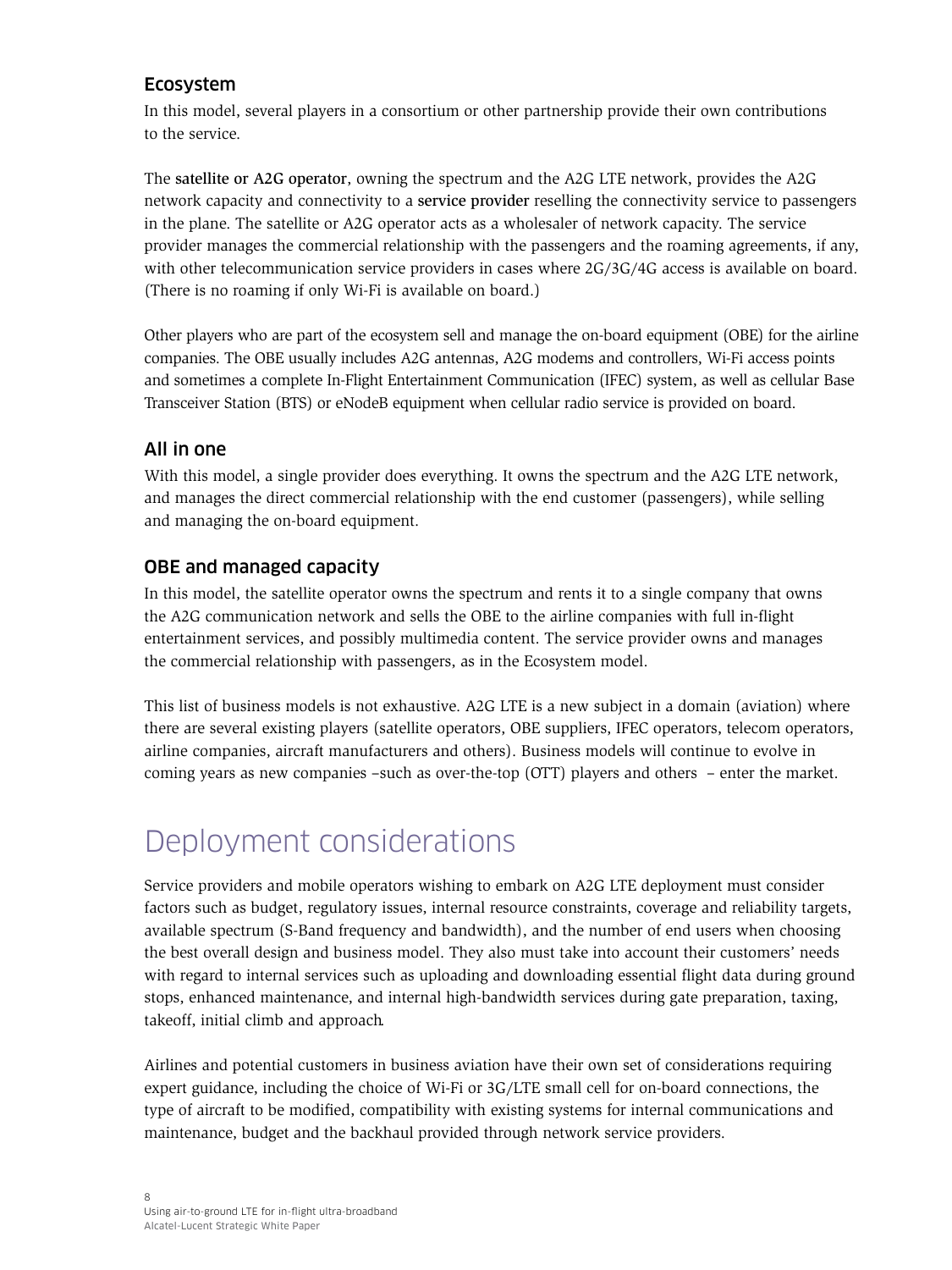### Ecosystem

In this model, several players in a consortium or other partnership provide their own contributions to the service.

The **satellite or A2G operator**, owning the spectrum and the A2G LTE network, provides the A2G network capacity and connectivity to a **service provider** reselling the connectivity service to passengers in the plane. The satellite or A2G operator acts as a wholesaler of network capacity. The service provider manages the commercial relationship with the passengers and the roaming agreements, if any, with other telecommunication service providers in cases where 2G/3G/4G access is available on board. (There is no roaming if only Wi-Fi is available on board.)

Other players who are part of the ecosystem sell and manage the on-board equipment (OBE) for the airline companies. The OBE usually includes A2G antennas, A2G modems and controllers, Wi-Fi access points and sometimes a complete In-Flight Entertainment Communication (IFEC) system, as well as cellular Base Transceiver Station (BTS) or eNodeB equipment when cellular radio service is provided on board.

### All in one

With this model, a single provider does everything. It owns the spectrum and the A2G LTE network, and manages the direct commercial relationship with the end customer (passengers), while selling and managing the on-board equipment.

### OBE and managed capacity

In this model, the satellite operator owns the spectrum and rents it to a single company that owns the A2G communication network and sells the OBE to the airline companies with full in-flight entertainment services, and possibly multimedia content. The service provider owns and manages the commercial relationship with passengers, as in the Ecosystem model.

This list of business models is not exhaustive. A2G LTE is a new subject in a domain (aviation) where there are several existing players (satellite operators, OBE suppliers, IFEC operators, telecom operators, airline companies, aircraft manufacturers and others). Business models will continue to evolve in coming years as new companies –such as over-the-top (OTT) players and others – enter the market.

## Deployment considerations

Service providers and mobile operators wishing to embark on A2G LTE deployment must consider factors such as budget, regulatory issues, internal resource constraints, coverage and reliability targets, available spectrum (S-Band frequency and bandwidth), and the number of end users when choosing the best overall design and business model. They also must take into account their customers' needs with regard to internal services such as uploading and downloading essential flight data during ground stops, enhanced maintenance, and internal high-bandwidth services during gate preparation, taxing, takeoff, initial climb and approach.

Airlines and potential customers in business aviation have their own set of considerations requiring expert guidance, including the choice of Wi-Fi or 3G/LTE small cell for on-board connections, the type of aircraft to be modified, compatibility with existing systems for internal communications and maintenance, budget and the backhaul provided through network service providers.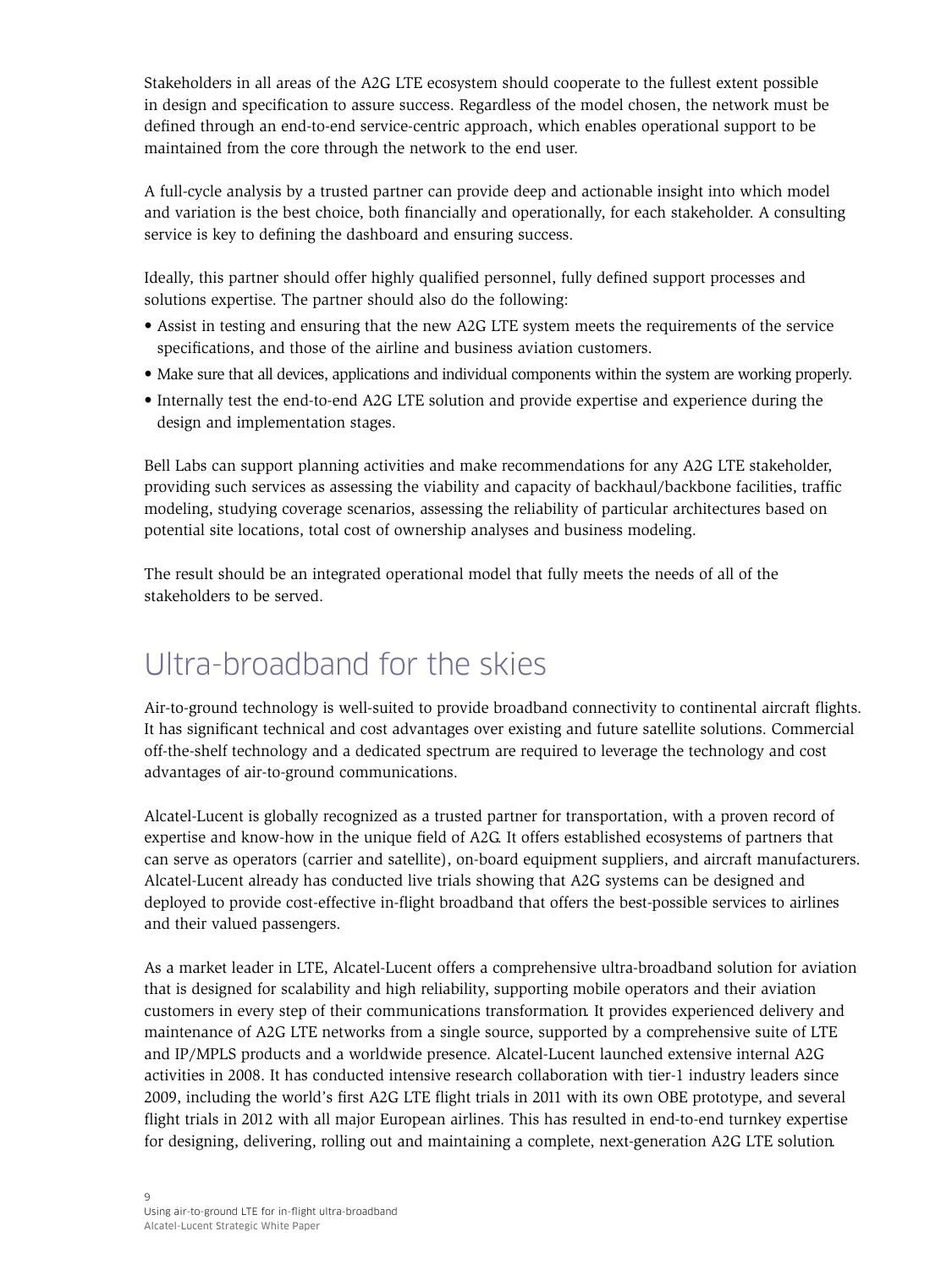Stakeholders in all areas of the A2G LTE ecosystem should cooperate to the fullest extent possible in design and specification to assure success. Regardless of the model chosen, the network must be defined through an end-to-end service-centric approach, which enables operational support to be maintained from the core through the network to the end user.

A full-cycle analysis by a trusted partner can provide deep and actionable insight into which model and variation is the best choice, both financially and operationally, for each stakeholder. A consulting service is key to defining the dashboard and ensuring success.

Ideally, this partner should offer highly qualified personnel, fully defined support processes and solutions expertise. The partner should also do the following:

- Assist in testing and ensuring that the new A2G LTE system meets the requirements of the service specifications, and those of the airline and business aviation customers.
- Make sure that all devices, applications and individual components within the system are working properly.
- Internally test the end-to-end A2G LTE solution and provide expertise and experience during the design and implementation stages.

Bell Labs can support planning activities and make recommendations for any A2G LTE stakeholder, providing such services as assessing the viability and capacity of backhaul/backbone facilities, traffic modeling, studying coverage scenarios, assessing the reliability of particular architectures based on potential site locations, total cost of ownership analyses and business modeling.

The result should be an integrated operational model that fully meets the needs of all of the stakeholders to be served.

# Ultra-broadband for the skies

Air-to-ground technology is well-suited to provide broadband connectivity to continental aircraft flights. It has significant technical and cost advantages over existing and future satellite solutions. Commercial off-the-shelf technology and a dedicated spectrum are required to leverage the technology and cost advantages of air-to-ground communications.

Alcatel-Lucent is globally recognized as a trusted partner for transportation, with a proven record of expertise and know-how in the unique field of A2G. It offers established ecosystems of partners that can serve as operators (carrier and satellite), on-board equipment suppliers, and aircraft manufacturers. Alcatel-Lucent already has conducted live trials showing that A2G systems can be designed and deployed to provide cost-effective in-flight broadband that offers the best-possible services to airlines and their valued passengers.

As a market leader in LTE, Alcatel-Lucent offers a comprehensive ultra-broadband solution for aviation that is designed for scalability and high reliability, supporting mobile operators and their aviation customers in every step of their communications transformation. It provides experienced delivery and maintenance of A2G LTE networks from a single source, supported by a comprehensive suite of LTE and IP/MPLS products and a worldwide presence. Alcatel-Lucent launched extensive internal A2G activities in 2008. It has conducted intensive research collaboration with tier-1 industry leaders since 2009, including the world's first A2G LTE flight trials in 2011 with its own OBE prototype, and several flight trials in 2012 with all major European airlines. This has resulted in end-to-end turnkey expertise for designing, delivering, rolling out and maintaining a complete, next-generation A2G LTE solution.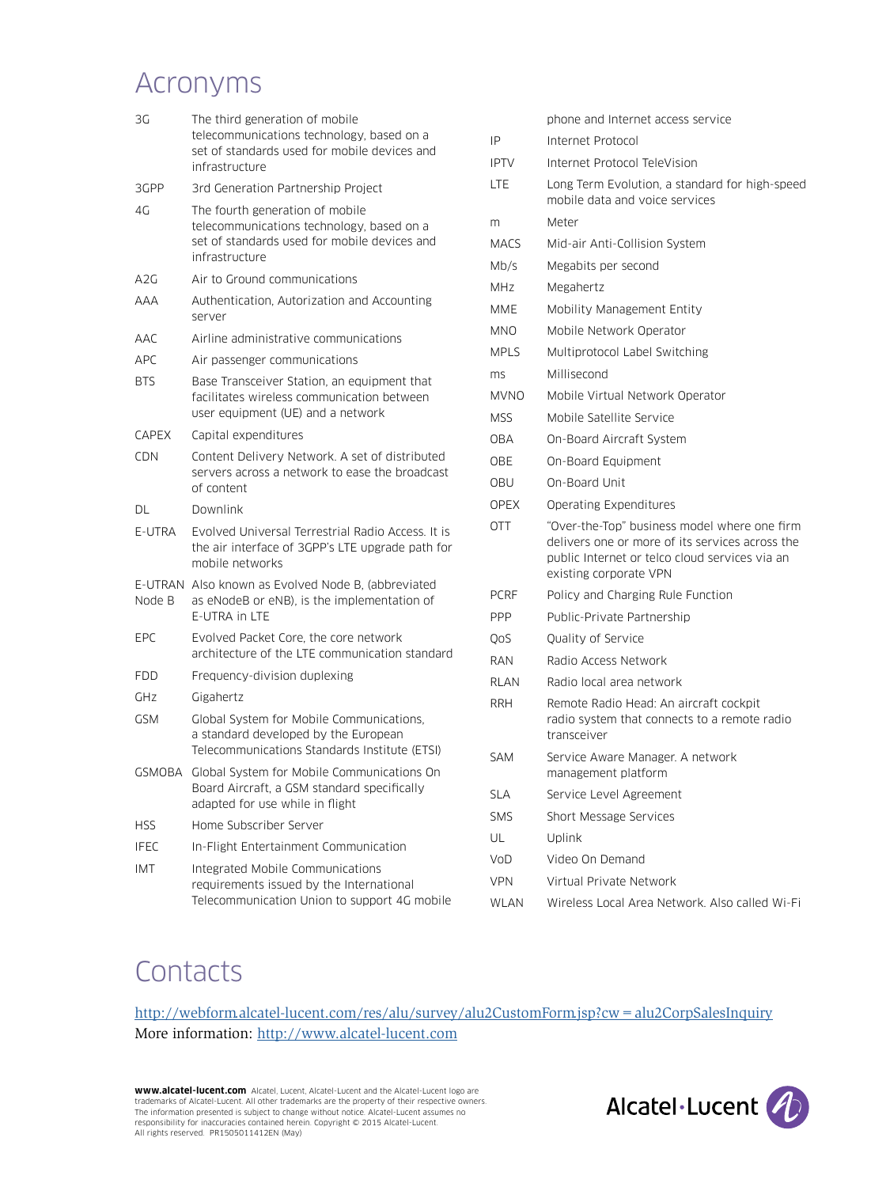# Acronyms

| | |
|---|---|
| 3G | The third generation of mobile telecommunications technology, based on a set of standards used for mobile devices and infrastructure |
| 3GPP | 3rd Generation Partnership Project |
| 4G | The fourth generation of mobile telecommunications technology, based on a set of standards used for mobile devices and infrastructure |
| A2G | Air to Ground communications |
| AAA | Authentication, Autorization and Accounting server |
| AAC | Airline administrative communications |
| APC | Air passenger communications |
| BTS | Base Transceiver Station, an equipment that facilitates wireless communication between user equipment (UE) and a network |
| CAPEX | Capital expenditures |
| CDN | Content Delivery Network. A set of distributed servers across a network to ease the broadcast of content |
| DL | Downlink |
| E-UTRA | Evolved Universal Terrestrial Radio Access. It is the air interface of 3GPP's LTE upgrade path for mobile networks |
| E-UTRAN Node B | Also known as Evolved Node B, (abbreviated as eNodeB or eNB), is the implementation of E-UTRA in LTE |
| EPC | Evolved Packet Core, the core network architecture of the LTE communication standard |
| FDD | Frequency-division duplexing |
| GHz | Gigahertz |
| GSM | Global System for Mobile Communications, a standard developed by the European Telecommunications Standards Institute (ETSI) |
| GSMOBA | Global System for Mobile Communications On Board Aircraft, a GSM standard specifically adapted for use while in flight |
| HSS | Home Subscriber Server |
| IFEC | In-Flight Entertainment Communication |
| IMT | Integrated Mobile Communications requirements issued by the International Telecommunication Union to support 4G mobile phone and Internet access service |
| IP | Internet Protocol |
| IPTV | Internet Protocol TeleVision |
| LTE | Long Term Evolution, a standard for high-speed mobile data and voice services |
| m | Meter |
| MACS | Mid-air Anti-Collision System |
| Mb/s | Megabits per second |
| MHz | Megahertz |
| MME | Mobility Management Entity |
| MNO | Mobile Network Operator |
| MPLS | Multiprotocol Label Switching |
| ms | Millisecond |
| MVNO | Mobile Virtual Network Operator |
| MSS | Mobile Satellite Service |
| OBA | On-Board Aircraft System |
| OBE | On-Board Equipment |
| OBU | On-Board Unit |
| OPEX | Operating Expenditures |
| OTT | "Over-the-Top" business model where one firm delivers one or more of its services across the public Internet or telco cloud services via an existing corporate VPN |
| PCRF | Policy and Charging Rule Function |
| PPP | Public-Private Partnership |
| QoS | Quality of Service |
| RAN | Radio Access Network |
| RLAN | Radio local area network |
| RRH | Remote Radio Head: An aircraft cockpit radio system that connects to a remote radio transceiver |
| SAM | Service Aware Manager. A network management platform |
| SLA | Service Level Agreement |
| SMS | Short Message Services |
| UL | Uplink |
| VoD | Video On Demand |
| VPN | Virtual Private Network |
| WLAN | Wireless Local Area Network. Also called Wi-Fi |

# Contacts

http://webform.alcatel-lucent.com/res/alu/survey/alu2CustomForm.jsp?cw=alu2CorpSalesInquiry

More information: http://www.alcatel-lucent.com

**www.alcatel-lucent.com** Alcatel, Lucent, Alcatel-Lucent and the Alcatel-Lucent logo are trademarks of Alcatel-Lucent. All other trademarks are the property of their respective owners. The information presented is subject to change without notice. Alcatel-Lucent assumes no responsibility for inaccuracies contained herein. Copyright © 2015 Alcatel-Lucent. All rights reserved. PR1505011412EN (May)